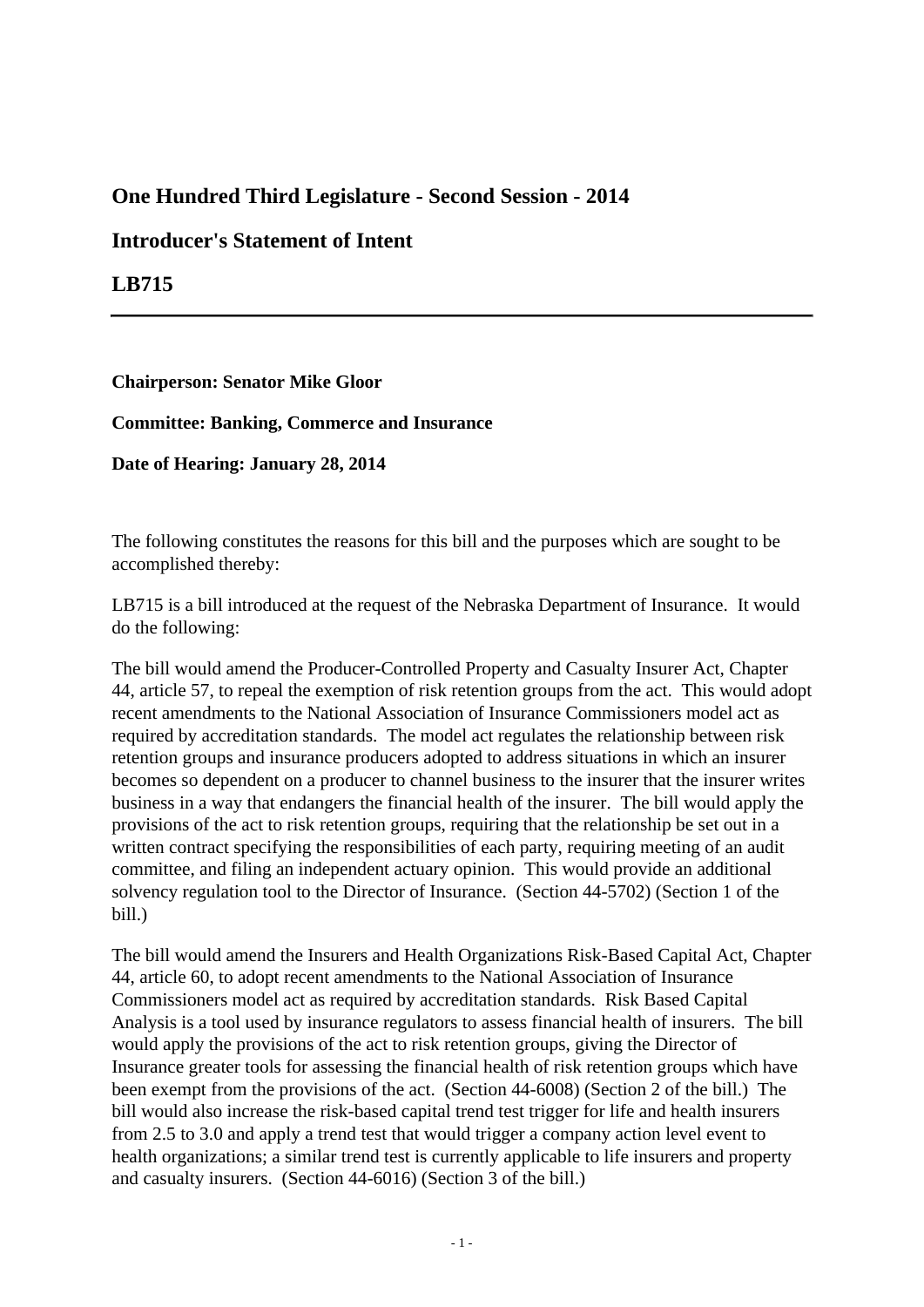## One Hundred Third Legislature - Second Session - 2014

## Introducer's Statement of Intent

## LB715

---

**Chairperson: Senator Mike Gloor**

**Committee: Banking, Commerce and Insurance**

**Date of Hearing: January 28, 2014**

The following constitutes the reasons for this bill and the purposes which are sought to be accomplished thereby:

LB715 is a bill introduced at the request of the Nebraska Department of Insurance. It would do the following:

The bill would amend the Producer-Controlled Property and Casualty Insurer Act, Chapter 44, article 57, to repeal the exemption of risk retention groups from the act. This would adopt recent amendments to the National Association of Insurance Commissioners model act as required by accreditation standards. The model act regulates the relationship between risk retention groups and insurance producers adopted to address situations in which an insurer becomes so dependent on a producer to channel business to the insurer that the insurer writes business in a way that endangers the financial health of the insurer. The bill would apply the provisions of the act to risk retention groups, requiring that the relationship be set out in a written contract specifying the responsibilities of each party, requiring meeting of an audit committee, and filing an independent actuary opinion. This would provide an additional solvency regulation tool to the Director of Insurance. (Section 44-5702) (Section 1 of the bill.)

The bill would amend the Insurers and Health Organizations Risk-Based Capital Act, Chapter 44, article 60, to adopt recent amendments to the National Association of Insurance Commissioners model act as required by accreditation standards. Risk Based Capital Analysis is a tool used by insurance regulators to assess financial health of insurers. The bill would apply the provisions of the act to risk retention groups, giving the Director of Insurance greater tools for assessing the financial health of risk retention groups which have been exempt from the provisions of the act. (Section 44-6008) (Section 2 of the bill.) The bill would also increase the risk-based capital trend test trigger for life and health insurers from 2.5 to 3.0 and apply a trend test that would trigger a company action level event to health organizations; a similar trend test is currently applicable to life insurers and property and casualty insurers. (Section 44-6016) (Section 3 of the bill.)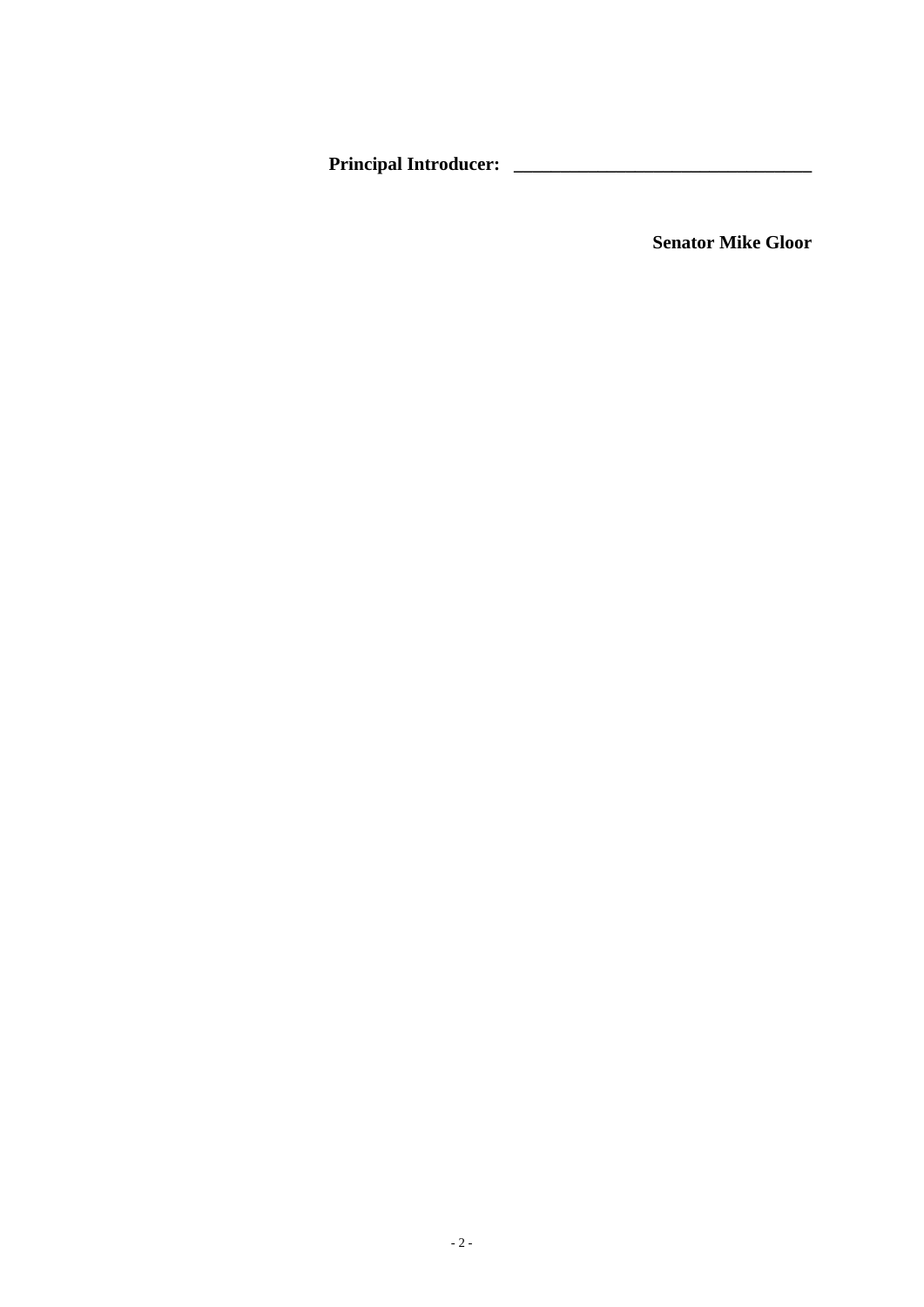**Principal Introducer: _______________________________**

**Senator Mike Gloor**